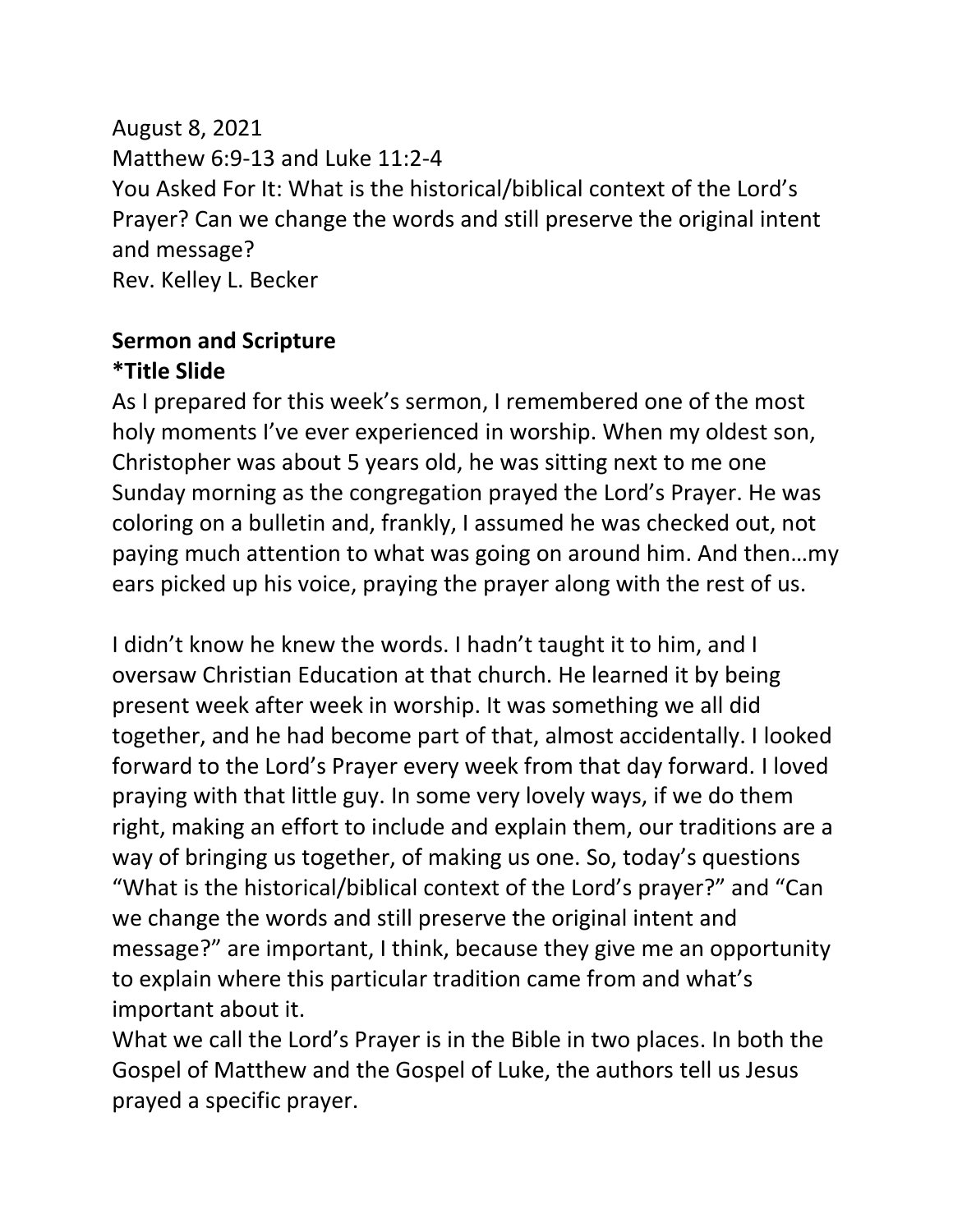August 8, 2021
Matthew 6:9-13 and Luke 11:2-4
You Asked For It: What is the historical/biblical context of the Lord's Prayer? Can we change the words and still preserve the original intent and message?
Rev. Kelley L. Becker

**Sermon and Scripture**
**\*Title Slide**

As I prepared for this week's sermon, I remembered one of the most holy moments I've ever experienced in worship. When my oldest son, Christopher was about 5 years old, he was sitting next to me one Sunday morning as the congregation prayed the Lord's Prayer. He was coloring on a bulletin and, frankly, I assumed he was checked out, not paying much attention to what was going on around him. And then…my ears picked up his voice, praying the prayer along with the rest of us.

I didn't know he knew the words. I hadn't taught it to him, and I oversaw Christian Education at that church. He learned it by being present week after week in worship. It was something we all did together, and he had become part of that, almost accidentally. I looked forward to the Lord's Prayer every week from that day forward. I loved praying with that little guy. In some very lovely ways, if we do them right, making an effort to include and explain them, our traditions are a way of bringing us together, of making us one. So, today's questions "What is the historical/biblical context of the Lord's prayer?" and "Can we change the words and still preserve the original intent and message?" are important, I think, because they give me an opportunity to explain where this particular tradition came from and what's important about it.

What we call the Lord's Prayer is in the Bible in two places. In both the Gospel of Matthew and the Gospel of Luke, the authors tell us Jesus prayed a specific prayer.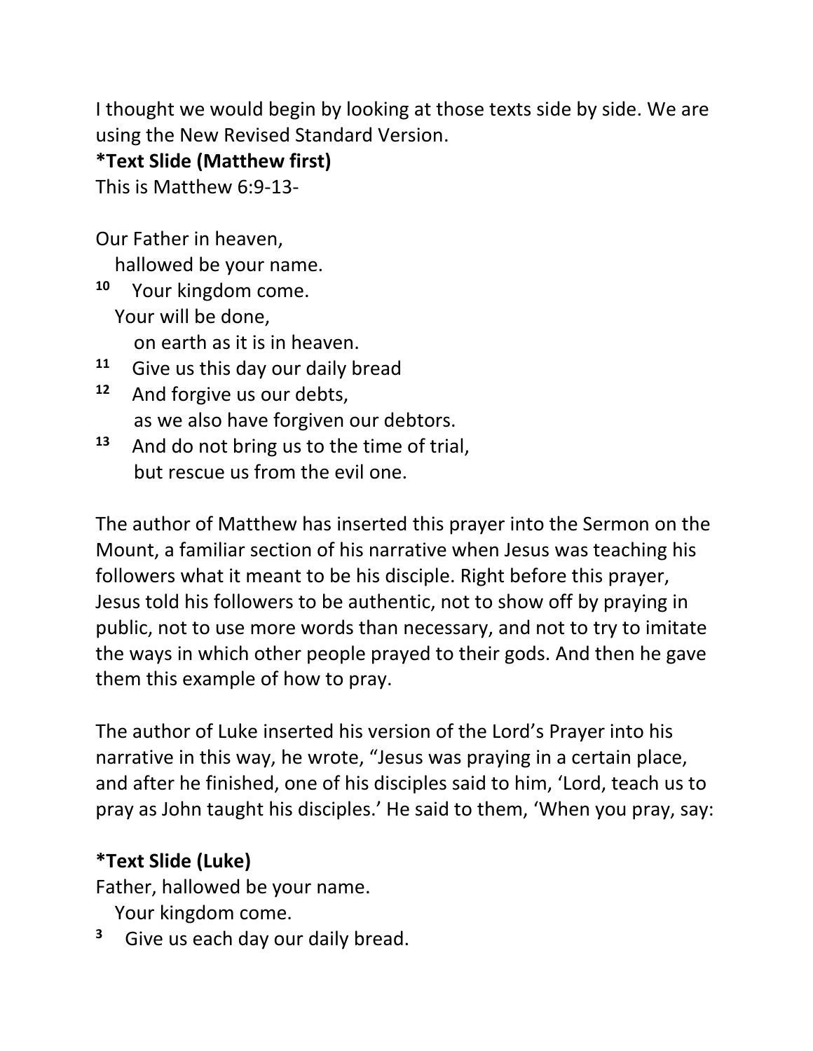I thought we would begin by looking at those texts side by side. We are using the New Revised Standard Version.

**\*Text Slide (Matthew first)**

This is Matthew 6:9-13-

Our Father in heaven,  
hallowed be your name.  
[10] Your kingdom come.  
Your will be done,  
on earth as it is in heaven.  
[11] Give us this day our daily bread  
[12] And forgive us our debts,  
as we also have forgiven our debtors.  
[13] And do not bring us to the time of trial,  
but rescue us from the evil one.

The author of Matthew has inserted this prayer into the Sermon on the Mount, a familiar section of his narrative when Jesus was teaching his followers what it meant to be his disciple. Right before this prayer, Jesus told his followers to be authentic, not to show off by praying in public, not to use more words than necessary, and not to try to imitate the ways in which other people prayed to their gods. And then he gave them this example of how to pray.

The author of Luke inserted his version of the Lord's Prayer into his narrative in this way, he wrote, "Jesus was praying in a certain place, and after he finished, one of his disciples said to him, 'Lord, teach us to pray as John taught his disciples.' He said to them, 'When you pray, say:

**\*Text Slide (Luke)**

Father, hallowed be your name.  
Your kingdom come.  
[3] Give us each day our daily bread.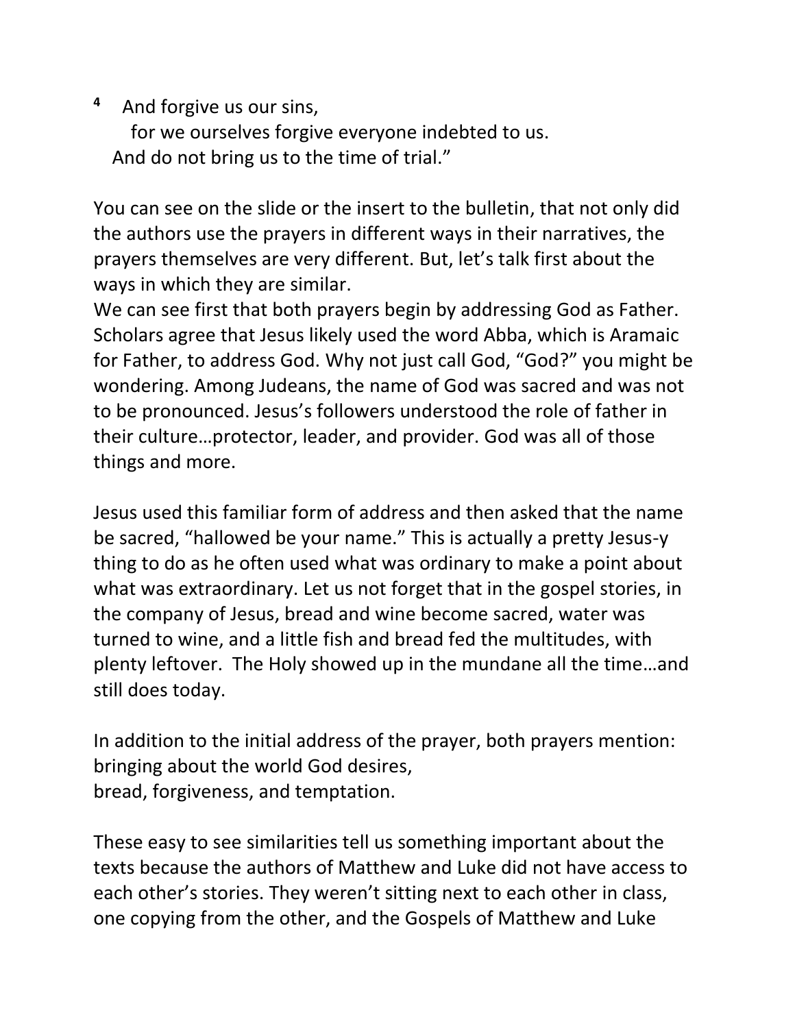[4] And forgive us our sins,
  for we ourselves forgive everyone indebted to us.
 And do not bring us to the time of trial."

You can see on the slide or the insert to the bulletin, that not only did the authors use the prayers in different ways in their narratives, the prayers themselves are very different. But, let's talk first about the ways in which they are similar.
We can see first that both prayers begin by addressing God as Father. Scholars agree that Jesus likely used the word Abba, which is Aramaic for Father, to address God. Why not just call God, "God?" you might be wondering. Among Judeans, the name of God was sacred and was not to be pronounced. Jesus's followers understood the role of father in their culture…protector, leader, and provider. God was all of those things and more.

Jesus used this familiar form of address and then asked that the name be sacred, "hallowed be your name." This is actually a pretty Jesus-y thing to do as he often used what was ordinary to make a point about what was extraordinary. Let us not forget that in the gospel stories, in the company of Jesus, bread and wine become sacred, water was turned to wine, and a little fish and bread fed the multitudes, with plenty leftover. The Holy showed up in the mundane all the time…and still does today.

In addition to the initial address of the prayer, both prayers mention:
bringing about the world God desires,
bread, forgiveness, and temptation.

These easy to see similarities tell us something important about the texts because the authors of Matthew and Luke did not have access to each other's stories. They weren't sitting next to each other in class, one copying from the other, and the Gospels of Matthew and Luke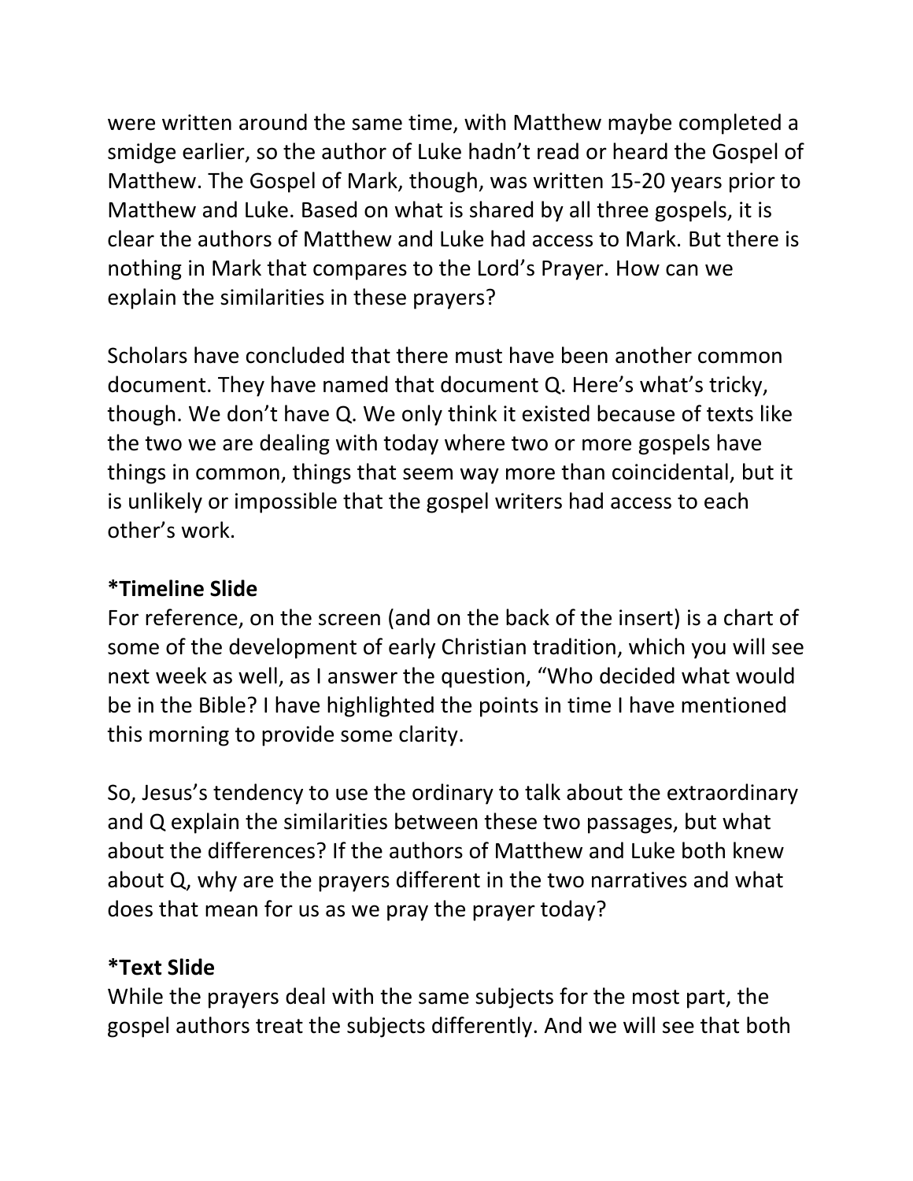were written around the same time, with Matthew maybe completed a smidge earlier, so the author of Luke hadn't read or heard the Gospel of Matthew. The Gospel of Mark, though, was written 15-20 years prior to Matthew and Luke. Based on what is shared by all three gospels, it is clear the authors of Matthew and Luke had access to Mark. But there is nothing in Mark that compares to the Lord's Prayer. How can we explain the similarities in these prayers?

Scholars have concluded that there must have been another common document. They have named that document Q. Here's what's tricky, though. We don't have Q. We only think it existed because of texts like the two we are dealing with today where two or more gospels have things in common, things that seem way more than coincidental, but it is unlikely or impossible that the gospel writers had access to each other's work.

**\*Timeline Slide**

For reference, on the screen (and on the back of the insert) is a chart of some of the development of early Christian tradition, which you will see next week as well, as I answer the question, "Who decided what would be in the Bible? I have highlighted the points in time I have mentioned this morning to provide some clarity.

So, Jesus's tendency to use the ordinary to talk about the extraordinary and Q explain the similarities between these two passages, but what about the differences? If the authors of Matthew and Luke both knew about Q, why are the prayers different in the two narratives and what does that mean for us as we pray the prayer today?

**\*Text Slide**

While the prayers deal with the same subjects for the most part, the gospel authors treat the subjects differently. And we will see that both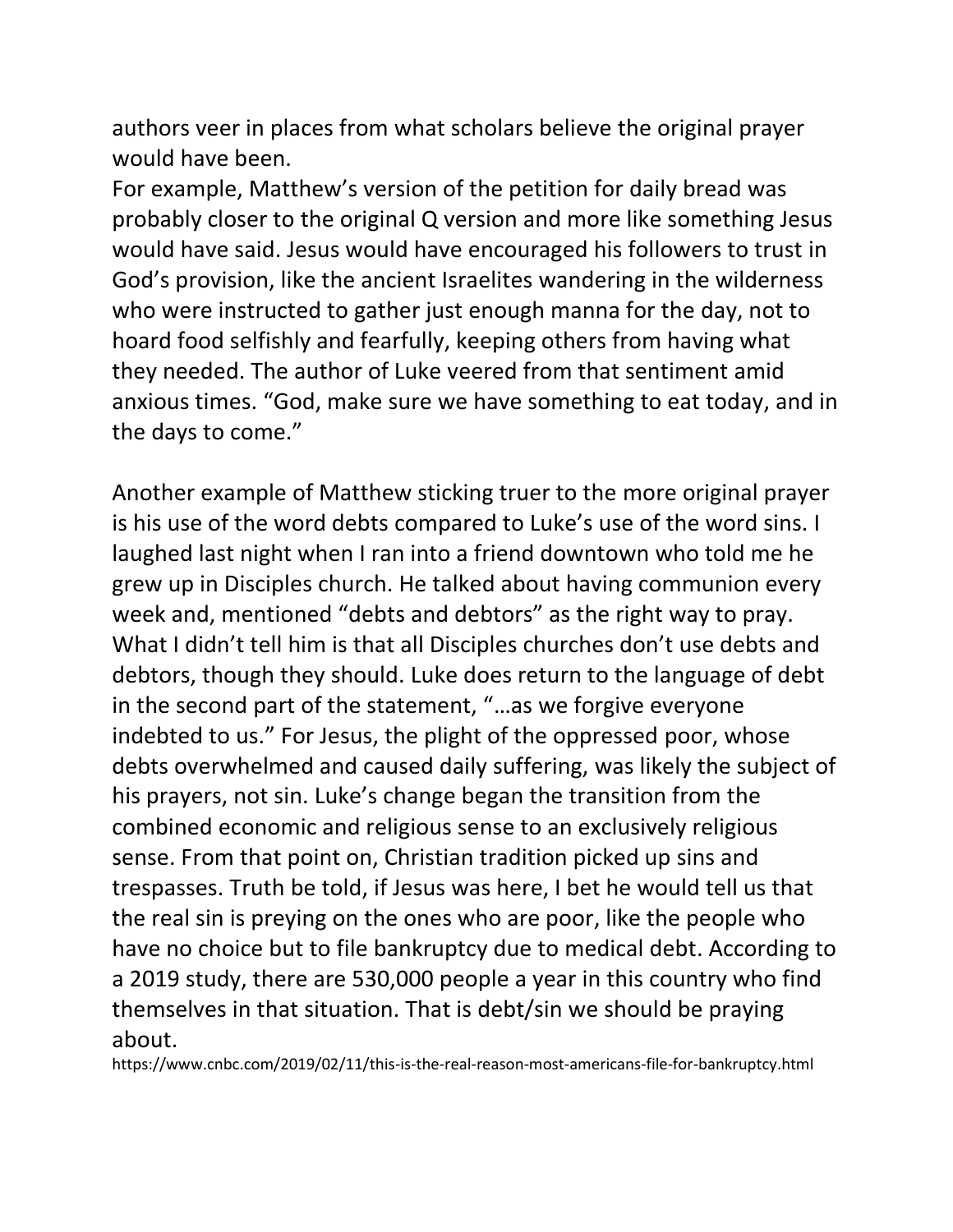authors veer in places from what scholars believe the original prayer would have been.
For example, Matthew's version of the petition for daily bread was probably closer to the original Q version and more like something Jesus would have said. Jesus would have encouraged his followers to trust in God's provision, like the ancient Israelites wandering in the wilderness who were instructed to gather just enough manna for the day, not to hoard food selfishly and fearfully, keeping others from having what they needed. The author of Luke veered from that sentiment amid anxious times. "God, make sure we have something to eat today, and in the days to come."

Another example of Matthew sticking truer to the more original prayer is his use of the word debts compared to Luke's use of the word sins. I laughed last night when I ran into a friend downtown who told me he grew up in Disciples church. He talked about having communion every week and, mentioned "debts and debtors" as the right way to pray. What I didn't tell him is that all Disciples churches don't use debts and debtors, though they should. Luke does return to the language of debt in the second part of the statement, "…as we forgive everyone indebted to us." For Jesus, the plight of the oppressed poor, whose debts overwhelmed and caused daily suffering, was likely the subject of his prayers, not sin. Luke's change began the transition from the combined economic and religious sense to an exclusively religious sense. From that point on, Christian tradition picked up sins and trespasses. Truth be told, if Jesus was here, I bet he would tell us that the real sin is preying on the ones who are poor, like the people who have no choice but to file bankruptcy due to medical debt. According to a 2019 study, there are 530,000 people a year in this country who find themselves in that situation. That is debt/sin we should be praying about.
https://www.cnbc.com/2019/02/11/this-is-the-real-reason-most-americans-file-for-bankruptcy.html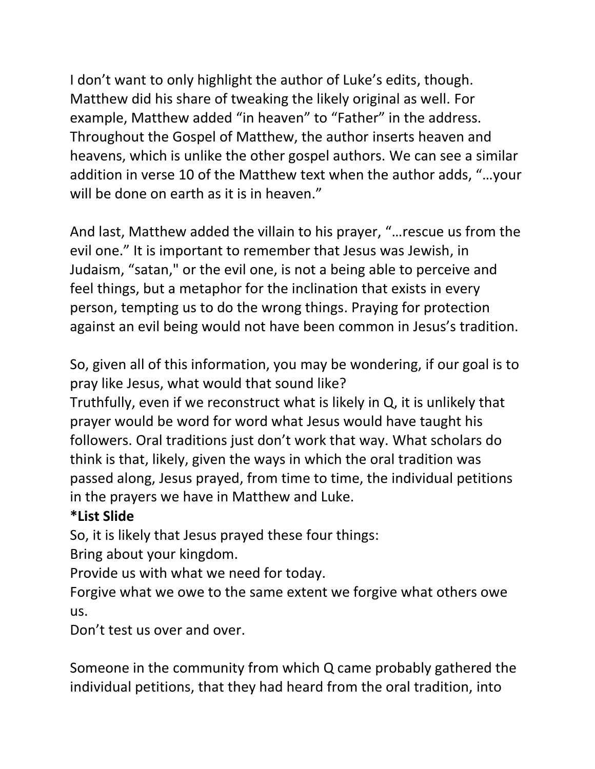I don’t want to only highlight the author of Luke’s edits, though. Matthew did his share of tweaking the likely original as well. For example, Matthew added “in heaven” to “Father” in the address. Throughout the Gospel of Matthew, the author inserts heaven and heavens, which is unlike the other gospel authors. We can see a similar addition in verse 10 of the Matthew text when the author adds, “…your will be done on earth as it is in heaven.”

And last, Matthew added the villain to his prayer, “…rescue us from the evil one.” It is important to remember that Jesus was Jewish, in Judaism, “satan," or the evil one, is not a being able to perceive and feel things, but a metaphor for the inclination that exists in every person, tempting us to do the wrong things. Praying for protection against an evil being would not have been common in Jesus’s tradition.

So, given all of this information, you may be wondering, if our goal is to pray like Jesus, what would that sound like?
Truthfully, even if we reconstruct what is likely in Q, it is unlikely that prayer would be word for word what Jesus would have taught his followers. Oral traditions just don’t work that way. What scholars do think is that, likely, given the ways in which the oral tradition was passed along, Jesus prayed, from time to time, the individual petitions in the prayers we have in Matthew and Luke.
**\*List Slide**
So, it is likely that Jesus prayed these four things:
Bring about your kingdom.
Provide us with what we need for today.
Forgive what we owe to the same extent we forgive what others owe us.
Don’t test us over and over.

Someone in the community from which Q came probably gathered the individual petitions, that they had heard from the oral tradition, into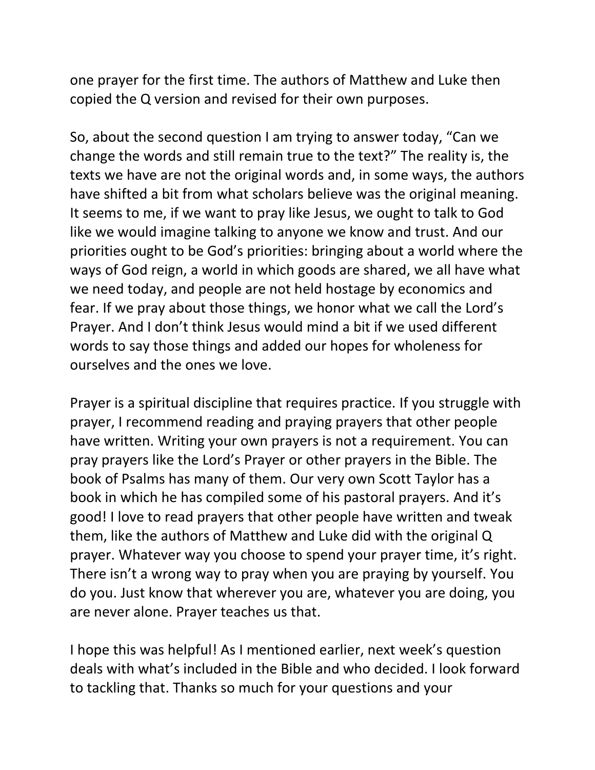one prayer for the first time. The authors of Matthew and Luke then copied the Q version and revised for their own purposes.

So, about the second question I am trying to answer today, "Can we change the words and still remain true to the text?" The reality is, the texts we have are not the original words and, in some ways, the authors have shifted a bit from what scholars believe was the original meaning. It seems to me, if we want to pray like Jesus, we ought to talk to God like we would imagine talking to anyone we know and trust. And our priorities ought to be God's priorities: bringing about a world where the ways of God reign, a world in which goods are shared, we all have what we need today, and people are not held hostage by economics and fear. If we pray about those things, we honor what we call the Lord's Prayer. And I don't think Jesus would mind a bit if we used different words to say those things and added our hopes for wholeness for ourselves and the ones we love.

Prayer is a spiritual discipline that requires practice. If you struggle with prayer, I recommend reading and praying prayers that other people have written. Writing your own prayers is not a requirement. You can pray prayers like the Lord's Prayer or other prayers in the Bible. The book of Psalms has many of them. Our very own Scott Taylor has a book in which he has compiled some of his pastoral prayers. And it's good! I love to read prayers that other people have written and tweak them, like the authors of Matthew and Luke did with the original Q prayer. Whatever way you choose to spend your prayer time, it's right. There isn't a wrong way to pray when you are praying by yourself. You do you. Just know that wherever you are, whatever you are doing, you are never alone. Prayer teaches us that.

I hope this was helpful! As I mentioned earlier, next week's question deals with what's included in the Bible and who decided. I look forward to tackling that. Thanks so much for your questions and your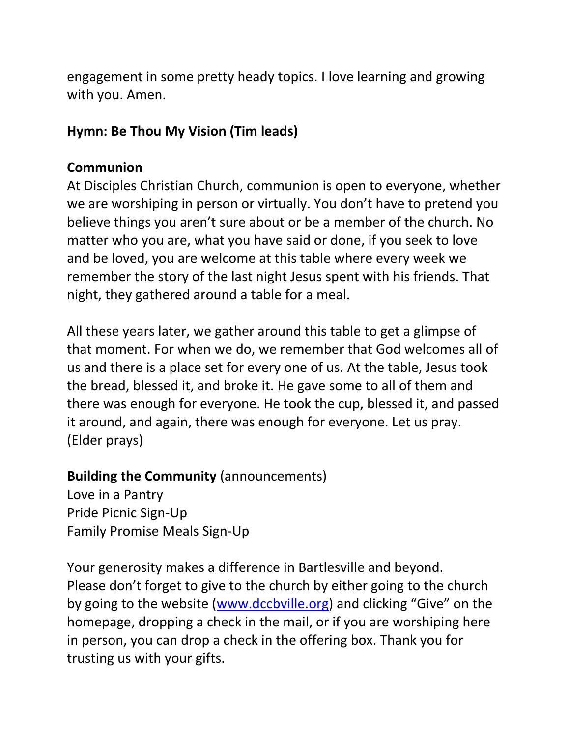engagement in some pretty heady topics. I love learning and growing with you. Amen.

**Hymn: Be Thou My Vision (Tim leads)**

**Communion**

At Disciples Christian Church, communion is open to everyone, whether we are worshiping in person or virtually. You don't have to pretend you believe things you aren't sure about or be a member of the church. No matter who you are, what you have said or done, if you seek to love and be loved, you are welcome at this table where every week we remember the story of the last night Jesus spent with his friends. That night, they gathered around a table for a meal.

All these years later, we gather around this table to get a glimpse of that moment. For when we do, we remember that God welcomes all of us and there is a place set for every one of us. At the table, Jesus took the bread, blessed it, and broke it. He gave some to all of them and there was enough for everyone. He took the cup, blessed it, and passed it around, and again, there was enough for everyone. Let us pray. (Elder prays)

**Building the Community** (announcements)

Love in a Pantry
Pride Picnic Sign-Up
Family Promise Meals Sign-Up

Your generosity makes a difference in Bartlesville and beyond. Please don't forget to give to the church by either going to the church by going to the website ([www.dccbville.org](http://www.dccbville.org)) and clicking "Give" on the homepage, dropping a check in the mail, or if you are worshiping here in person, you can drop a check in the offering box. Thank you for trusting us with your gifts.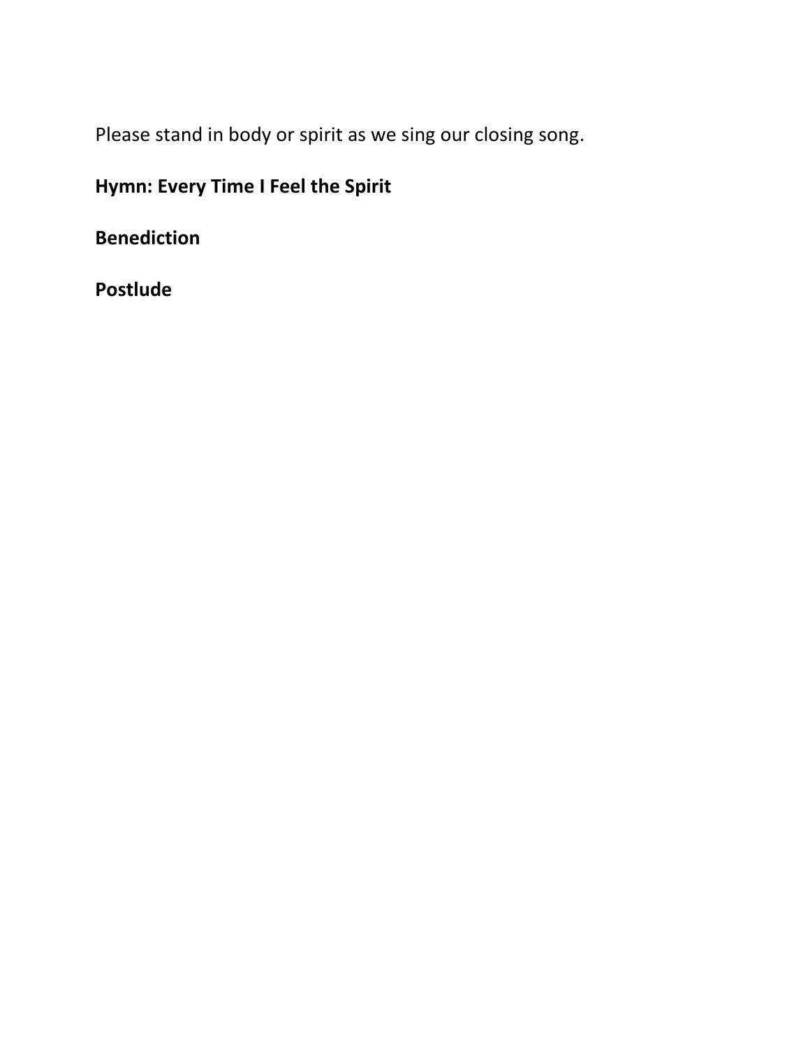Please stand in body or spirit as we sing our closing song.

**Hymn: Every Time I Feel the Spirit**

**Benediction**

**Postlude**